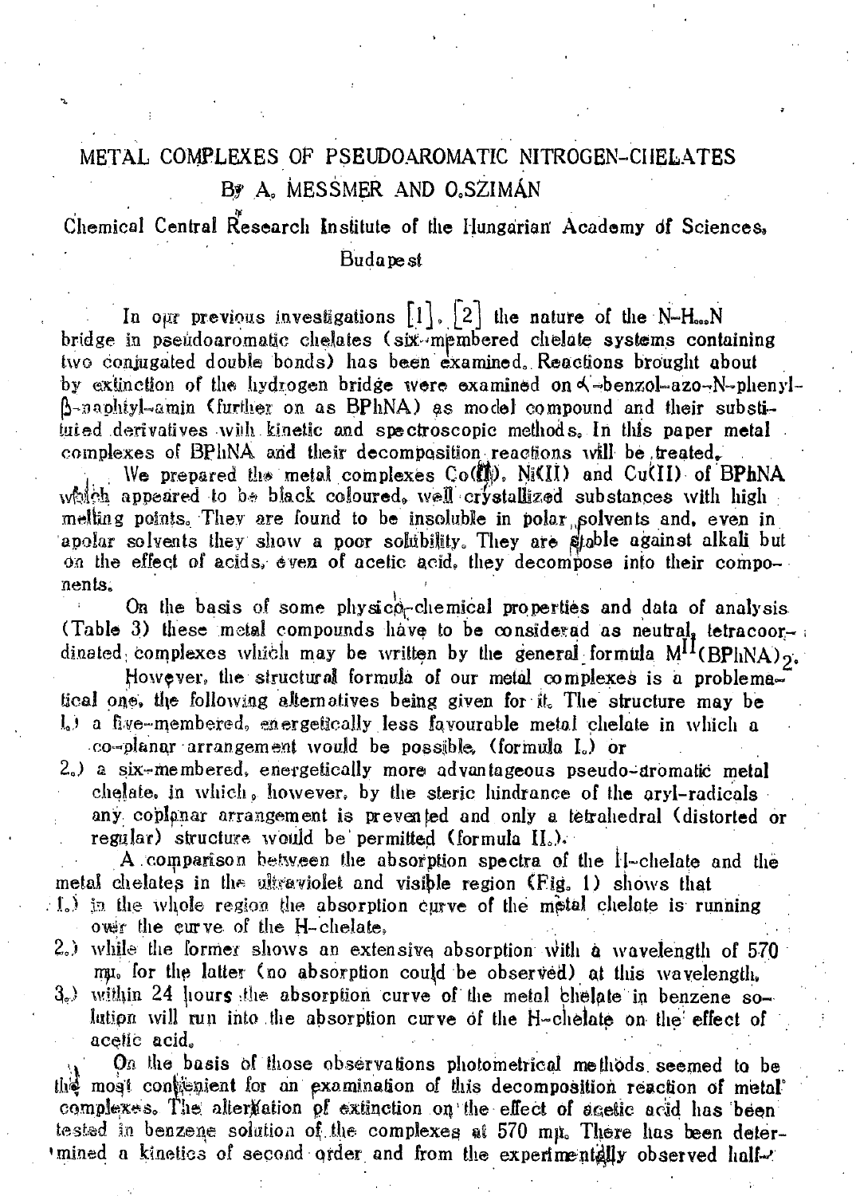# METAL COMPLEXES OF PSEUDOAROMATIC NITROGEN-CHELATES

By A. MESSMER AND O. SZIMÁN

Chemical Central Research Institute of the Hungarian Academy of Sciences, Budapest

In our previous investigations [1], [2] the nature of the N–H...N bridge in pseudoaromatic chelates (six-membered chelate systems containing two conjugated double bonds) has been examined. Reactions brought about by extinction of the hydrogen bridge were examined on α-benzol-azo-N-phenyl-β-naphtyl-amin (further on as BPhNA) as model compound and their substituted derivatives with kinetic and spectroscopic methods. In this paper metal complexes of BPhNA and their decomposition reactions will be treated.

We prepared the metal complexes Co(II), Ni(II) and Cu(II) of BPhNA which appeared to be black coloured, well crystallized substances with high melting points. They are found to be insoluble in polar solvents and, even in apolar solvents they show a poor solubility. They are stable against alkali but on the effect of acids, even of acetic acid, they decompose into their components.

On the basis of some physico-chemical properties and data of analysis (Table 3) these metal compounds have to be considered as neutral, tetracoordinated complexes which may be written by the general formula $M^{II}(BPhNA)_2$.

However, the structural formula of our metal complexes is a problematical one, the following alternatives being given for it. The structure may be

1.) a five-membered, energetically less favourable metal chelate in which a co-planar arrangement would be possible, (formula I.) or
2.) a six-membered, energetically more advantageous pseudo-aromatic metal chelate, in which, however, by the steric hindrance of the aryl-radicals any coplanar arrangement is prevented and only a tetrahedral (distorted or regular) structure would be permitted (formula II.).

A comparison between the absorption spectra of the H-chelate and the metal chelates in the ultraviolet and visible region (Fig. 1) shows that

1.) in the whole region the absorption curve of the metal chelate is running over the curve of the H-chelate,
2.) while the former shows an extensive absorption with a wavelength of 570 mμ, for the latter (no absorption could be observed) at this wavelength,
3.) within 24 hours the absorption curve of the metal chelate in benzene solution will run into the absorption curve of the H-chelate on the effect of acetic acid.

On the basis of those observations photometrical methods seemed to be the most convenient for an examination of this decomposition reaction of metal complexes. The alteration of extinction on the effect of acetic acid has been tested in benzene solution of the complexes at 570 mμ. There has been determined a kinetics of second order and from the experimentally observed half-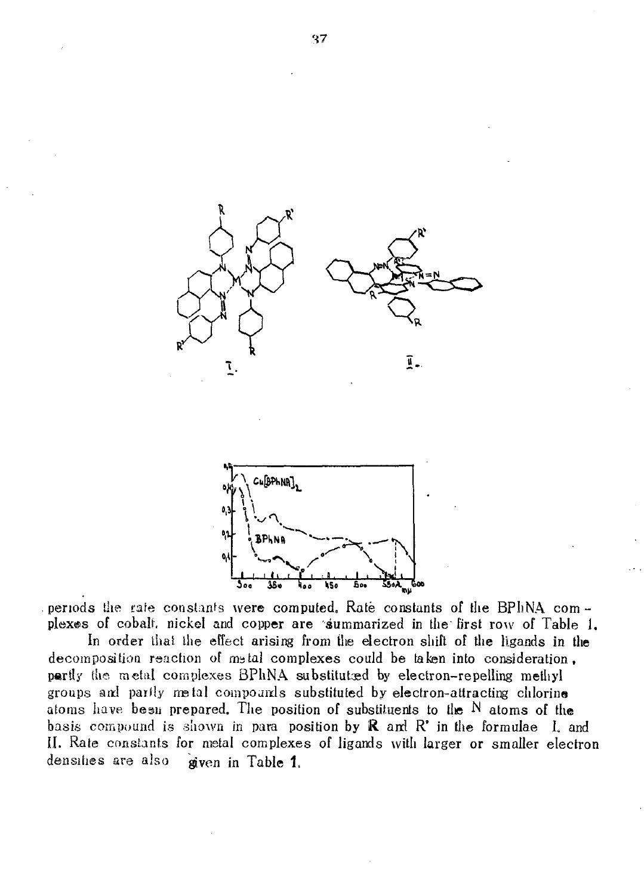periods the rate constants were computed. Rate constants of the BPhNA complexes of cobalt, nickel and copper are summarized in the first row of Table 1.

In order that the effect arising from the electron shift of the ligands in the decomposition reaction of metal complexes could be taken into consideration, partly the metal complexes BPhNA substituted by electron-repelling methyl groups and partly metal compounds substituted by electron-attracting chlorine atoms have been prepared. The position of substituents to the N atoms of the basis compound is shown in para position by R and R' in the formulae I. and II. Rate constants for metal complexes of ligands with larger or smaller electron densities are also given in Table 1.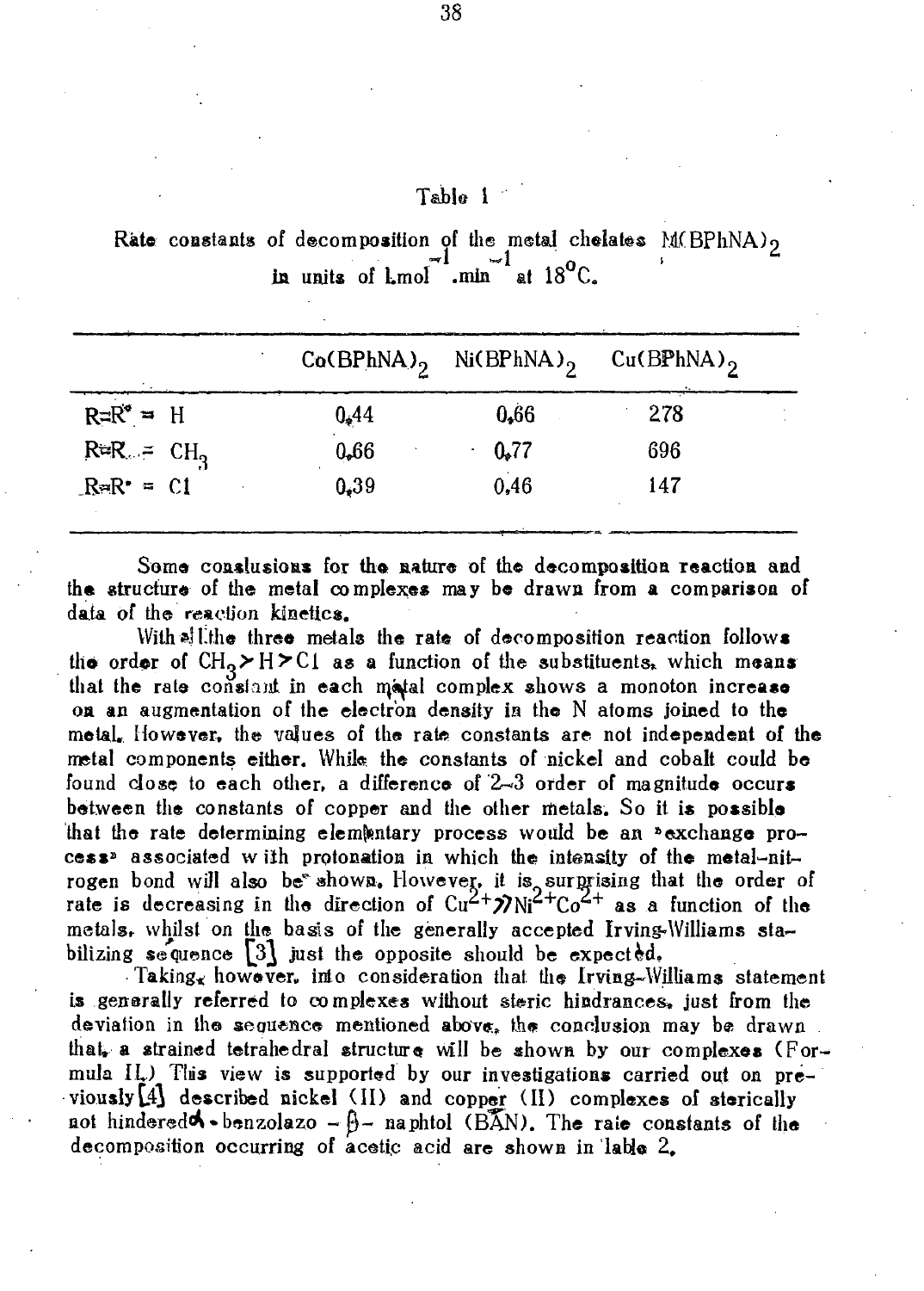Table 1

Rate constants of decomposition of the metal chelates $M(BPhNA)_2$ in units of $l.mol^{-1}.min^{-1}$ at $18^oC$.

| | $Co(BPhNA)_2$ | $Ni(BPhNA)_2$ | $Cu(BPhNA)_2$ |
|---|---|---|---|
| $R=R' = H$ | 0,44 | 0,66 | 278 |
| $R=R' = CH_3$ | 0,66 | 0,77 | 696 |
| $R=R' = Cl$ | 0,39 | 0,46 | 147 |

Some conclusions for the nature of the decomposition reaction and the structure of the metal complexes may be drawn from a comparison of data of the reaction kinetics.

With all the three metals the rate of decomposition reaction follows the order of $CH_3 > H > Cl$ as a function of the substituents, which means that the rate constant in each metal complex shows a monoton increase on an augmentation of the electron density in the N atoms joined to the metal. However, the values of the rate constants are not independent of the metal components either. While the constants of nickel and cobalt could be found close to each other, a difference of 2–3 order of magnitude occurs between the constants of copper and the other metals. So it is possible that the rate determining elementary process would be an »exchange process» associated with protonation in which the intensity of the metal-nitrogen bond will also be shown. However, it is surprising that the order of rate is decreasing in the direction of $Cu^{2+} \gg Ni^{2+} Co^{2+}$ as a function of the metals, whilst on the basis of the generally accepted Irving-Williams stabilizing sequence [3] just the opposite should be expected.

Taking, however, into consideration that the Irving-Williams statement is generally referred to complexes without steric hindrances, just from the deviation in the sequence mentioned above, the conclusion may be drawn that, a strained tetrahedral structure will be shown by our complexes (Formula II.) This view is supported by our investigations carried out on previously [4] described nickel (II) and copper (II) complexes of sterically not hindered $\alpha$-benzolazo – $\beta$– naphtol (BAN). The rate constants of the decomposition occurring of acetic acid are shown in table 2.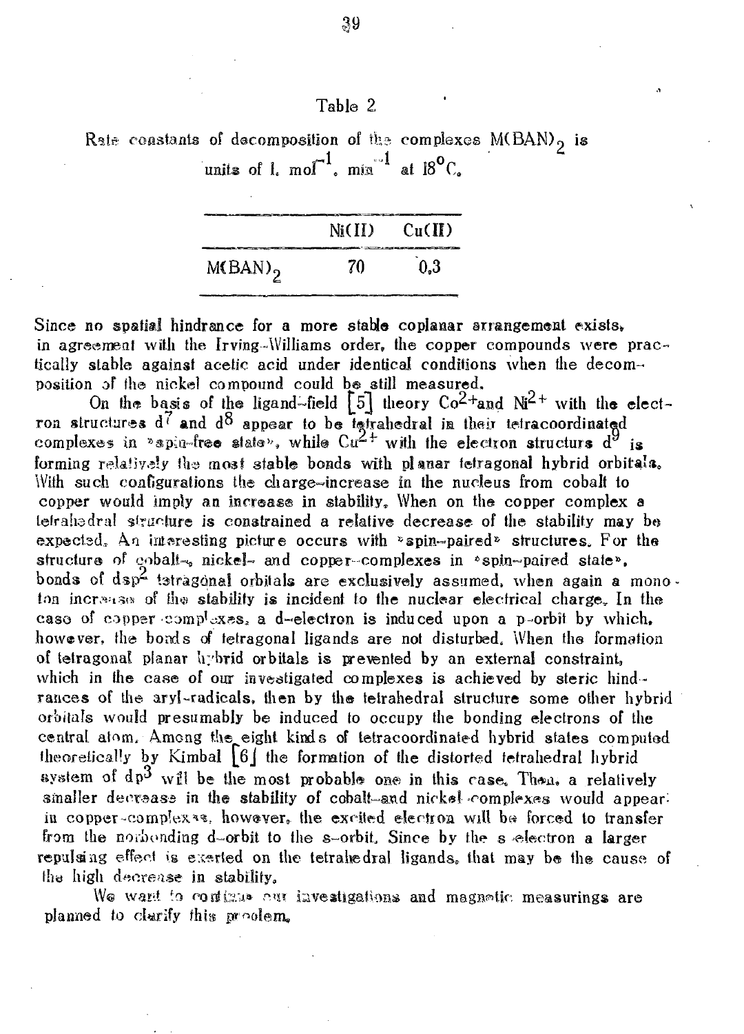Table 2

Rate constants of decomposition of the complexes $M(BAN)_2$ is units of l. $mol^{-1}$. $min^{-1}$ at $18^{o}C$.

| | Ni(II) | Cu(II) |
|---|---|---|
| $M(BAN)_2$ | 70 | 0,3 |

Since no spatial hindrance for a more stable coplanar arrangement exists, in agreement with the Irving-Williams order, the copper compounds were practically stable against acetic acid under identical conditions when the decomposition of the nickel compound could be still measured.

On the basis of the ligand-field [5] theory $Co^{2+}$ and $Ni^{2+}$ with the electron structures $d^7$ and $d^8$ appear to be tetrahedral in their tetracoordinated complexes in »spin-free state», while $Cu^{2+}$ with the electron structurs $d^9$ is forming relatively the most stable bonds with planar tetragonal hybrid orbitals. With such configurations the charge-increase in the nucleus from cobalt to copper would imply an increase in stability. When on the copper complex a tetrahedral structure is constrained a relative decrease of the stability may be expected. An interesting picture occurs with »spin-paired» structures. For the structure of cobalt-, nickel- and copper-complexes in »spin-paired state», bonds of $dsp^2$ tetragonal orbitals are exclusively assumed, when again a monoton increase of the stability is incident to the nuclear electrical charge. In the case of copper complexes, a d-electron is induced upon a p-orbit by which, however, the bonds of tetragonal ligands are not disturbed. When the formation of tetragonal planar hybrid orbitals is prevented by an external constraint, which in the case of our investigated complexes is achieved by steric hindrances of the aryl-radicals, then by the tetrahedral structure some other hybrid orbitals would presumably be induced to occupy the bonding electrons of the central atom. Among the eight kinds of tetracoordinated hybrid states computed theoretically by Kimbal [6] the formation of the distorted tetrahedral hybrid system of $dp^3$ will be the most probable one in this case. Then, a relatively smaller decrease in the stability of cobalt-and nickel-complexes would appear: in copper-complexes, however, the excited electron will be forced to transfer from the nonbonding d-orbit to the s-orbit. Since by the s-electron a larger repulsing effect is exerted on the tetrahedral ligands, that may be the cause of the high decrease in stability.

We want to continue our investigations and magnetic measurings are planned to clarify this problem.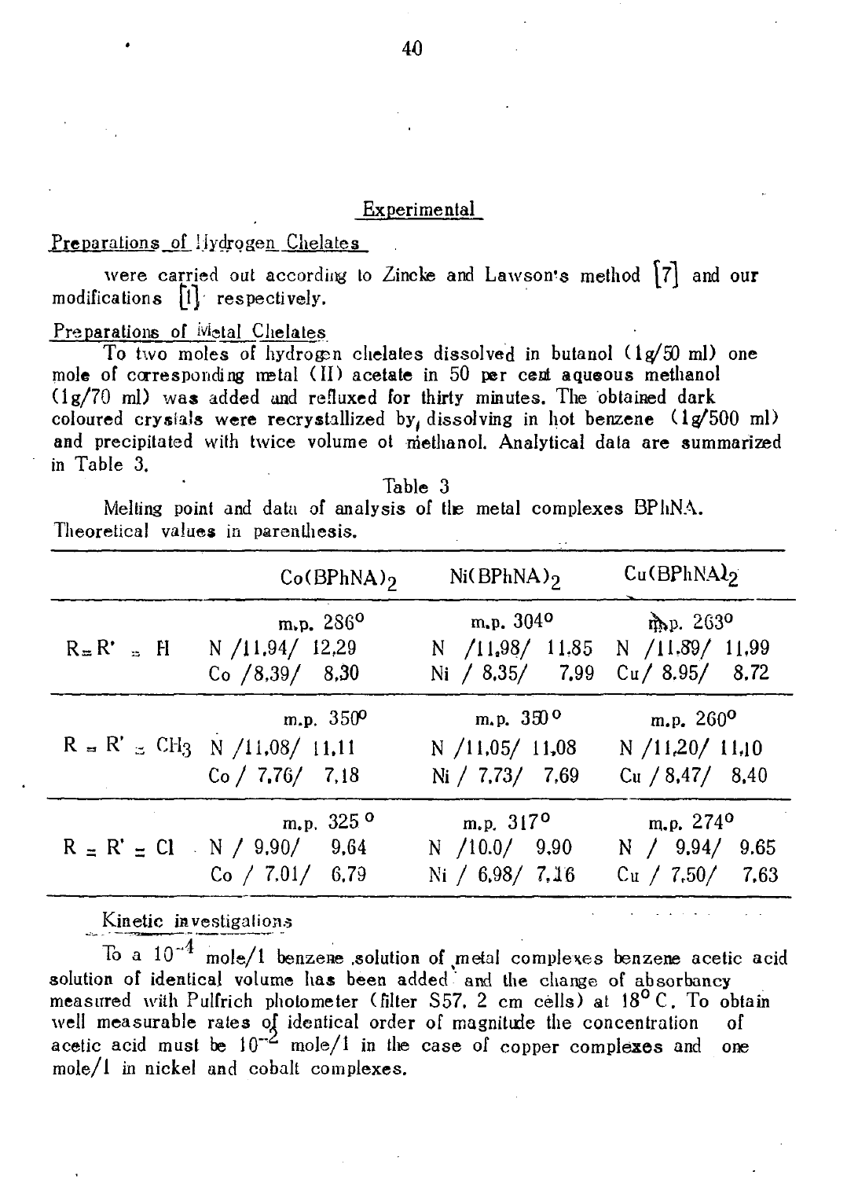## Experimental

### Preparations of Hydrogen Chelates

were carried out according to Zincke and Lawson's method [7] and our modifications [1] respectively.

### Preparations of Metal Chelates

To two moles of hydrogen chelates dissolved in butanol (1g/50 ml) one mole of corresponding metal (II) acetate in 50 per cent aqueous methanol (1g/70 ml) was added and refluxed for thirty minutes. The obtained dark coloured crystals were recrystallized by, dissolving in hot benzene (1g/500 ml) and precipitated with twice volume of methanol. Analytical data are summarized in Table 3.

Table 3

Melting point and data of analysis of the metal complexes BPhNA. Theoretical values in parenthesis.

| | $Co(BPhNA)_2$ | $Ni(BPhNA)_2$ | $Cu(BPhNA)_2$ |
|---|---|---|---|
| R = R' = H | m.p. 286° <br> N /11,94/ 12,29 <br> Co /8,39/ 8,30 | m.p. 304° <br> N /11,98/ 11,85 <br> Ni / 8,35/ 7,99 | m.p. 263° <br> N /11,89/ 11,99 <br> Cu/ 8,95/ 8,72 |
| R = R' = $CH_3$ | m.p. 350° <br> N /11,08/ 11,11 <br> Co / 7,76/ 7,18 | m.p. 350° <br> N /11,05/ 11,08 <br> Ni / 7,73/ 7,69 | m.p. 260° <br> N /11,20/ 11,10 <br> Cu / 8,47/ 8,40 |
| R = R' = Cl | m.p. 325° <br> N / 9,90/ 9,64 <br> Co / 7,01/ 6,79 | m.p. 317° <br> N /10.0/ 9,90 <br> Ni / 6,98/ 7,16 | m.p. 274° <br> N / 9,94/ 9,65 <br> Cu / 7,50/ 7,63 |

### Kinetic investigations

To a $10^{-4}$ mole/l benzene solution of metal complexes benzene acetic acid solution of identical volume has been added and the change of absorbancy measured with Pulfrich photometer (filter S57, 2 cm cells) at 18° C. To obtain well measurable rates of identical order of magnitude the concentration of acetic acid must be $10^{-2}$ mole/l in the case of copper complexes and one mole/l in nickel and cobalt complexes.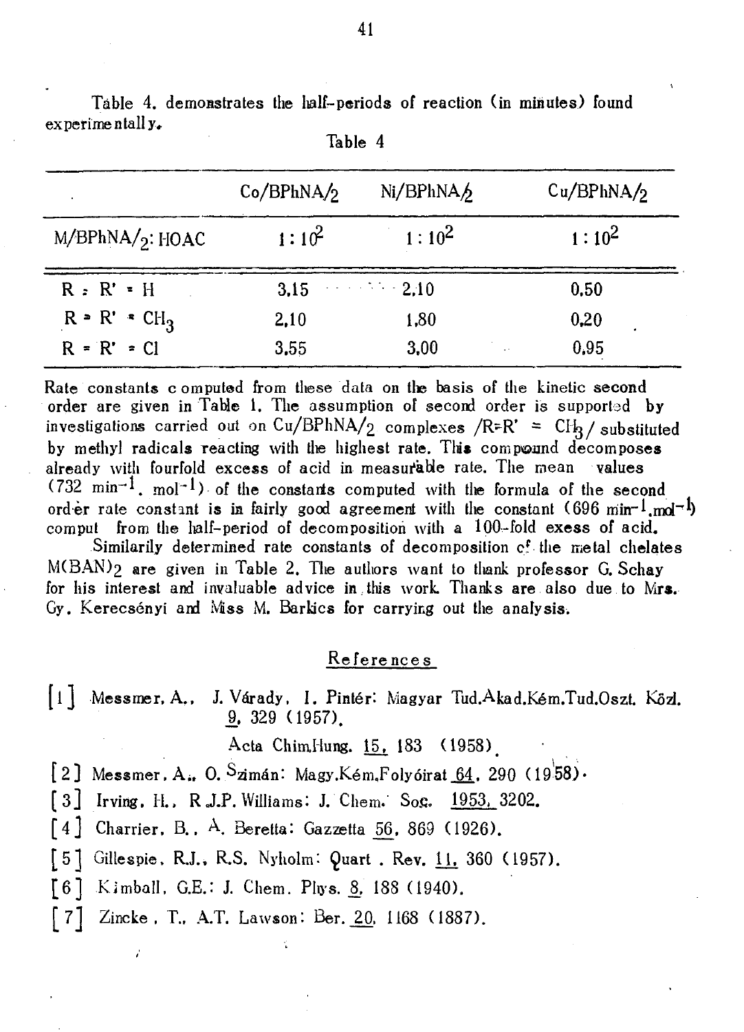Table 4. demonstrates the half-periods of reaction (in minutes) found experimentally.

Table 4

| | $Co/BPhNA/_2$ | $Ni/BPhNA/_2$ | $Cu/BPhNA/_2$ |
|---|---|---|---|
| $M/BPhNA/_2$: HOAC | $1:10^2$ | $1:10^2$ | $1:10^2$ |
| R = R' = H | 3,15 | 2,10 | 0,50 |
| R = R' = $CH_3$ | 2,10 | 1,80 | 0,20 |
| R = R' = Cl | 3,55 | 3,00 | 0,95 |

Rate constants computed from these data on the basis of the kinetic second order are given in Table 1. The assumption of second order is supported by investigations carried out on $Cu/BPhNA/_2$ complexes /R=R' = $CH_3$/ substituted by methyl radicals reacting with the highest rate. This compound decomposes already with fourfold excess of acid in measurable rate. The mean values (732 $min^{-1}$. $mol^{-1}$) of the constants computed with the formula of the second order rate constant is in fairly good agreement with the constant (696 $min^{-1}$.$mol^{-1}$) comput from the half-period of decomposition with a 100-fold exess of acid.

Similarily determined rate constants of decomposition of the metal chelates $M(BAN)_2$ are given in Table 2. The authors want to thank professor G. Schay for his interest and invaluable advice in this work. Thanks are also due to Mrs. Gy. Kerecsényi and Miss M. Barkics for carrying out the analysis.

## References

[1] Messmer, A., J. Várady, I. Pintér: Magyar Tud.Akad.Kém.Tud.Oszt. Közl. 9, 329 (1957).
Acta Chim.Hung. 15, 183 (1958).

[2] Messmer, A., O. Szimán: Magy.Kém.Folyóirat 64, 290 (1958).

[3] Irving, H., R.J.P. Williams: J. Chem. Soc. 1953, 3202.

[4] Charrier, B., A. Beretta: Gazzetta 56, 869 (1926).

[5] Gillespie, R.J., R.S. Nyholm: Quart. Rev. 11, 360 (1957).

[6] Kimball, G.E.: J. Chem. Phys. 8, 188 (1940).

[7] Zincke, T., A.T. Lawson: Ber. 20, 1168 (1887).